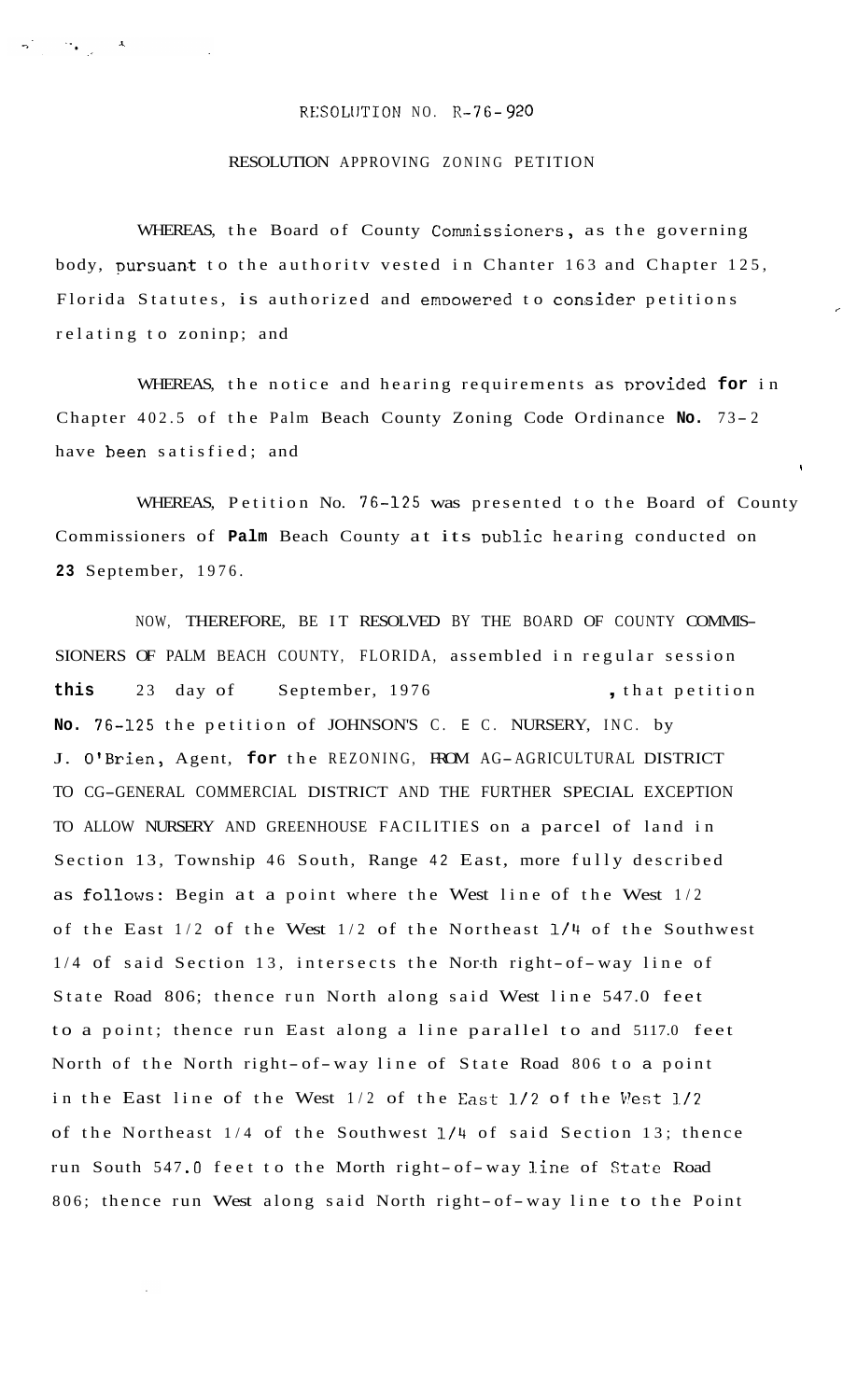RESOLUTION NO. R-76-920

RESOLUTION APPROVING ZONING PETITION

WHEREAS, the Board of County Commissioners, as the governing body, pursuant to the authoritv vested in Chanter 163 and Chapter 125, Florida Statutes, is authorized and empowered to consider petitions relating to zoninp; and

WHEREAS, the notice and hearing requirements as provided **for** in Chapter 402.5 of the Palm Beach County Zoning Code Ordinance **No.** 73-2 have been satisfied; and

WHEREAS, Petition No. 76-125 was presented to the Board of County Commissioners of **Palm** Beach County at its public hearing conducted on **23** September, 1976.

NOW, THEREFORE, BE IT RESOLVED BY THE BOARD OF COUNTY COMMISSIONERS OF PALM BEACH COUNTY, FLORIDA, assembled in regular session **this** 23 day of September, 1976, that petition **No.** 76-125 the petition of JOHNSON'S C. E C. NURSERY, INC. by J. O'Brien, Agent, **for** the REZONING, FROM AG-AGRICULTURAL DISTRICT TO CG-GENERAL COMMERCIAL DISTRICT AND THE FURTHER SPECIAL EXCEPTION TO ALLOW NURSERY AND GREENHOUSE FACILITIES on a parcel of land in Section 13, Township 46 South, Range 42 East, more fully described as follows: Begin at a point where the West line of the West 1/2 of the East 1/2 of the West 1/2 of the Northeast 1/4 of the Southwest 1/4 of said Section 13, intersects the North right-of-way line of State Road 806; thence run North along said West line 547.0 feet to a point; thence run East along a line parallel to and 5117.0 feet North of the North right-of-way line of State Road 806 to a point in the East line of the West 1/2 of the East 1/2 of the West 1/2 of the Northeast 1/4 of the Southwest 1/4 of said Section 13; thence run South 547.0 feet to the Morth right-of-way line of State Road 806; thence run West along said North right-of-way line to the Point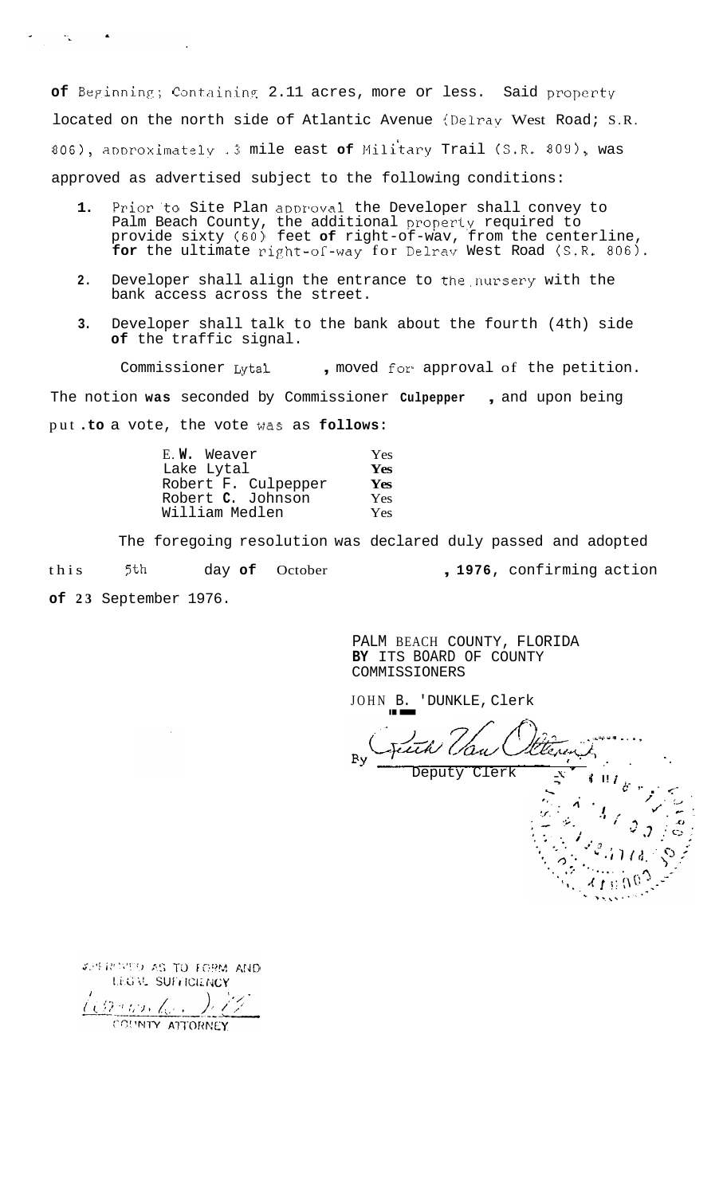of Beginning; Containing 2.11 acres, more or less. Said property located on the north side of Atlantic Avenue (Delray West Road; S.R. 806), approximately .3 mile east of Military Trail (S.R. 809), was approved as advertised subject to the following conditions:

1. Prior to Site Plan approval the Developer shall convey to Palm Beach County, the additional property required to provide sixty (60) feet of right-of-way, from the centerline, for the ultimate right-of-way for Delray West Road (S.R. 806).

2. Developer shall align the entrance to the nursery with the bank access across the street.

3. Developer shall talk to the bank about the fourth (4th) side of the traffic signal.

Commissioner Lytal, moved for approval of the petition. The notion was seconded by Commissioner Culpepper, and upon being put to a vote, the vote was as follows:

| | |
|---|---|
| E. W. Weaver | Yes |
| Lake Lytal | Yes |
| Robert F. Culpepper | Yes |
| Robert C. Johnson | Yes |
| William Medlen | Yes |

The foregoing resolution was declared duly passed and adopted this 5th day of October, 1976, confirming action of 23 September 1976.

PALM BEACH COUNTY, FLORIDA
BY ITS BOARD OF COUNTY COMMISSIONERS

JOHN B. DUNKLE, Clerk

By ______________________
Deputy Clerk

APPROVED AS TO FORM AND LEGAL SUFFICIENCY

______________________
COUNTY ATTORNEY